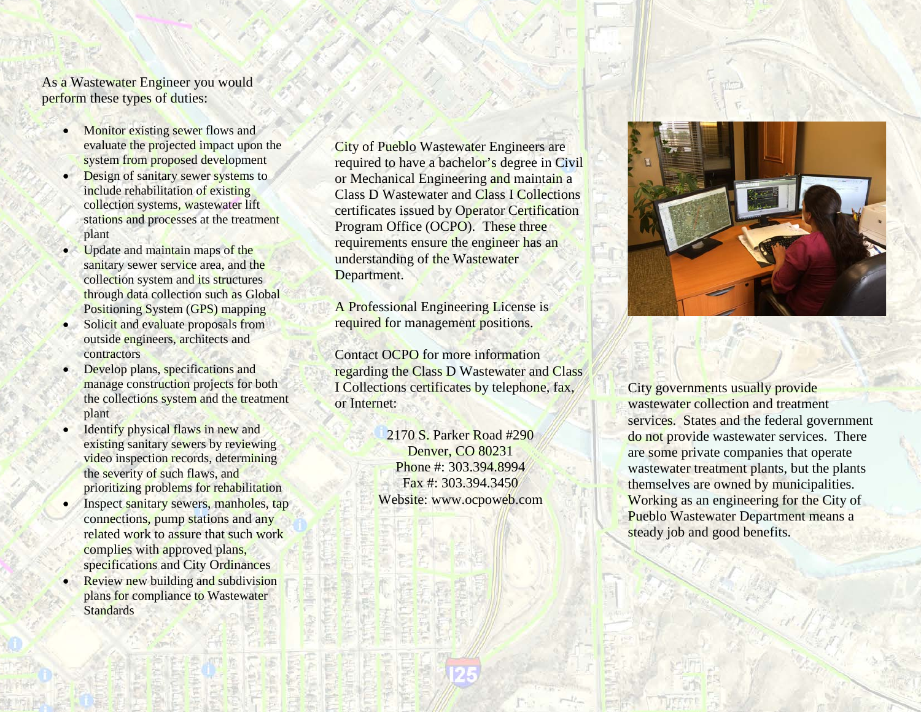As a Wastewater Engineer you would perform these types of duties:

- Monitor existing sewer flows and evaluate the projected impact upon the system from proposed development
- Design of sanitary sewer systems to include rehabilitation of existing collection systems, wastewater lift stations and processes at the treatment plant
- Update and maintain maps of the sanitary sewer service area, and the collection system and its structures through data collection such as Global Positioning System (GPS) mapping
- Solicit and evaluate proposals from outside engineers, architects and contractors
- Develop plans, specifications and manage construction projects for both the collections system and the treatment plant
- Identify physical flaws in new and existing sanitary sewers by reviewing video inspection records, determining the severity of such flaws, and prioritizing problems for rehabilitation
- Inspect sanitary sewers, manholes, tap connections, pump stations and any related work to assure that such work complies with approved plans, specifications and City Ordinances
- Review new building and subdivision plans for compliance to Wastewater Standards

City of Pueblo Wastewater Engineers are required to have a bachelor's degree in Civil or Mechanical Engineering and maintain a Class D Wastewater and Class I Collections certificates issued by Operator Certification Program Office (OCPO). These three requirements ensure the engineer has an understanding of the Wastewater Department.

A Professional Engineering License is required for management positions.

Contact OCPO for more information regarding the Class D Wastewater and Class I Collections certificates by telephone, fax, or Internet:

2170 S. Parker Road #290
Denver, CO 80231
Phone #: 303.394.8994
Fax #: 303.394.3450
Website: www.ocpoweb.com

City governments usually provide wastewater collection and treatment services. States and the federal government do not provide wastewater services. There are some private companies that operate wastewater treatment plants, but the plants themselves are owned by municipalities. Working as an engineering for the City of Pueblo Wastewater Department means a steady job and good benefits.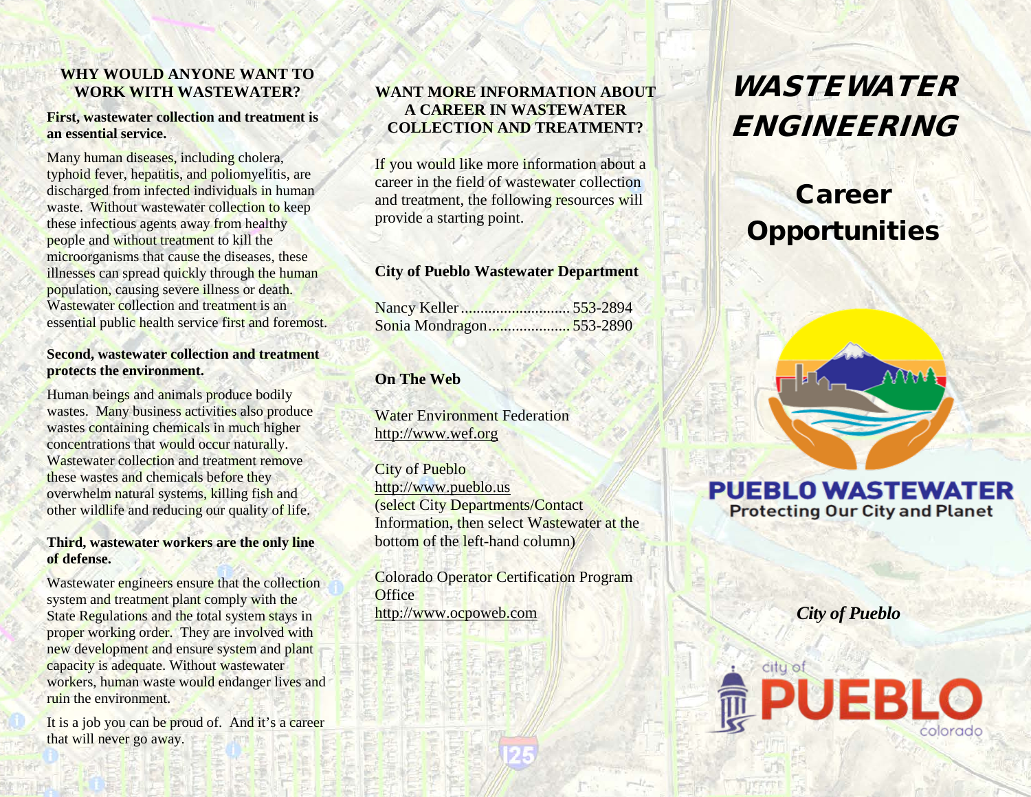## WHY WOULD ANYONE WANT TO WORK WITH WASTEWATER?

**First, wastewater collection and treatment is an essential service.**

Many human diseases, including cholera, typhoid fever, hepatitis, and poliomyelitis, are discharged from infected individuals in human waste. Without wastewater collection to keep these infectious agents away from healthy people and without treatment to kill the microorganisms that cause the diseases, these illnesses can spread quickly through the human population, causing severe illness or death. Wastewater collection and treatment is an essential public health service first and foremost.

**Second, wastewater collection and treatment protects the environment.**

Human beings and animals produce bodily wastes. Many business activities also produce wastes containing chemicals in much higher concentrations that would occur naturally. Wastewater collection and treatment remove these wastes and chemicals before they overwhelm natural systems, killing fish and other wildlife and reducing our quality of life.

**Third, wastewater workers are the only line of defense.**

Wastewater engineers ensure that the collection system and treatment plant comply with the State Regulations and the total system stays in proper working order. They are involved with new development and ensure system and plant capacity is adequate. Without wastewater workers, human waste would endanger lives and ruin the environment.

It is a job you can be proud of. And it's a career that will never go away.

## WANT MORE INFORMATION ABOUT A CAREER IN WASTEWATER COLLECTION AND TREATMENT?

If you would like more information about a career in the field of wastewater collection and treatment, the following resources will provide a starting point.

**City of Pueblo Wastewater Department**

Nancy Keller............................ 553-2894
Sonia Mondragon..................... 553-2890

**On The Web**

Water Environment Federation
http://www.wef.org

City of Pueblo
http://www.pueblo.us
(select City Departments/Contact Information, then select Wastewater at the bottom of the left-hand column)

Colorado Operator Certification Program Office
http://www.ocpoweb.com

# WASTEWATER ENGINEERING

## Career Opportunities

**PUEBLO WASTEWATER**
Protecting Our City and Planet

*City of Pueblo*

city of PUEBLO colorado